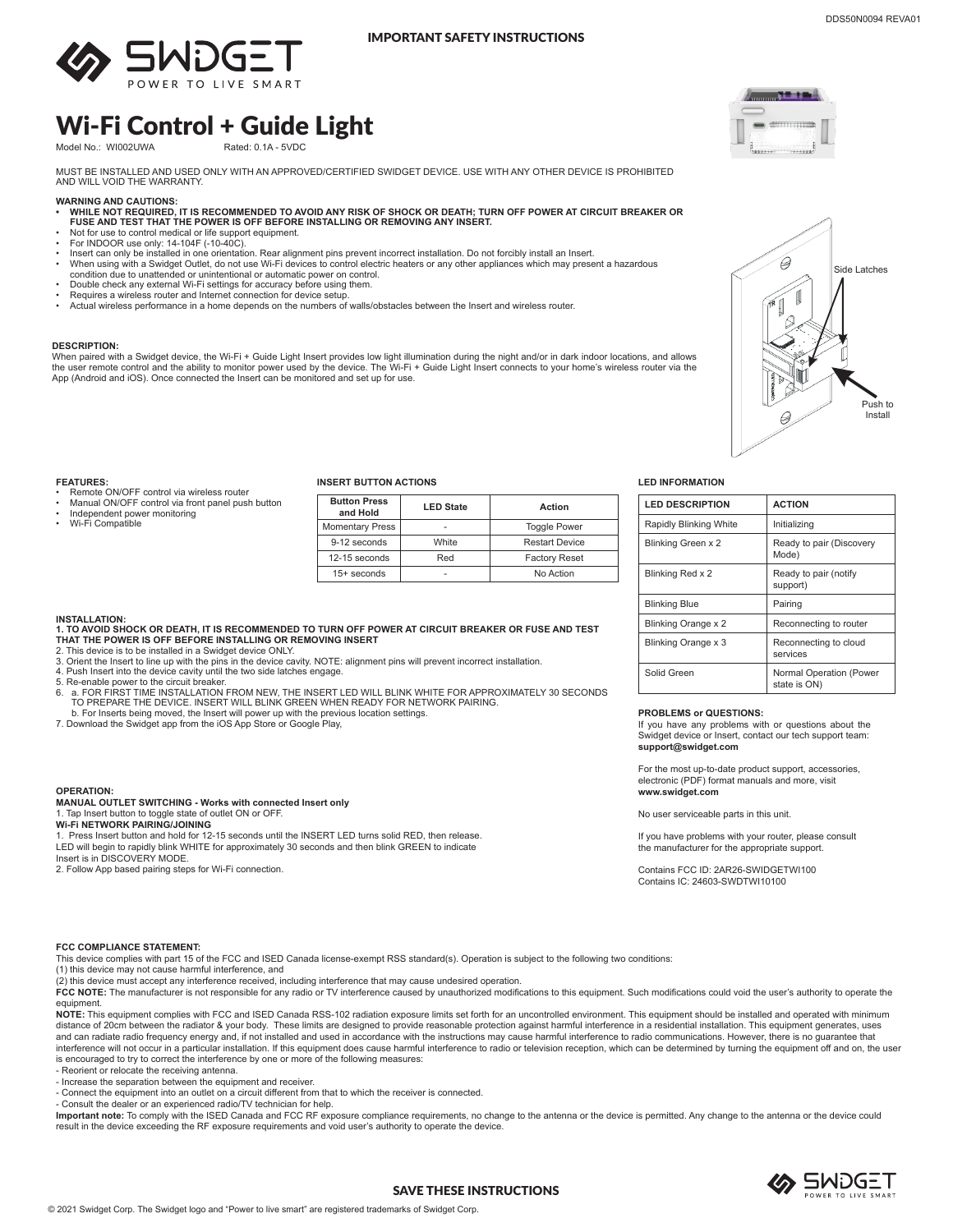IMPORTANT SAFETY INSTRUCTIONS

# Wi-Fi Control + Guide Light

Model No.: WI002UWA Rated: 0.1A - 5VDC

MUST BE INSTALLED AND USED ONLY WITH AN APPROVED/CERTIFIED SWIDGET DEVICE. USE WITH ANY OTHER DEVICE IS PROHIBITED AND WILL VOID THE WARRANTY.

**WARNING AND CAUTIONS:**

- **WHILE NOT REQUIRED, IT IS RECOMMENDED TO AVOID ANY RISK OF SHOCK OR DEATH; TURN OFF POWER AT CIRCUIT BREAKER OR FUSE AND TEST THAT THE POWER IS OFF BEFORE INSTALLING OR REMOVING ANY INSERT.**
- Not for use to control medical or life support equipment.
- For INDOOR use only: 14-104F (-10-40C).
- Insert can only be installed in one orientation. Rear alignment pins prevent incorrect installation. Do not forcibly install an Insert.
- When using with a Swidget Outlet, do not use Wi-Fi devices to control electric heaters or any other appliances which may present a hazardous condition due to unattended or unintentional or automatic power on control.
- Double check any external Wi-Fi settings for accuracy before using them.
- Requires a wireless router and Internet connection for device setup.
- Actual wireless performance in a home depends on the numbers of walls/obstacles between the Insert and wireless router.

Side Latches

Push to Install

**DESCRIPTION:**

When paired with a Swidget device, the Wi-Fi + Guide Light Insert provides low light illumination during the night and/or in dark indoor locations, and allows the user remote control and the ability to monitor power used by the device. The Wi-Fi + Guide Light Insert connects to your home's wireless router via the App (Android and iOS). Once connected the Insert can be monitored and set up for use.

**FEATURES:**

- Remote ON/OFF control via wireless router
- Manual ON/OFF control via front panel push button
- Independent power monitoring
- Wi-Fi Compatible

**INSERT BUTTON ACTIONS**

| Button Press and Hold | LED State | Action |
|---|---|---|
| Momentary Press | - | Toggle Power |
| 9-12 seconds | White | Restart Device |
| 12-15 seconds | Red | Factory Reset |
| 15+ seconds | - | No Action |

**LED INFORMATION**

| LED DESCRIPTION | ACTION |
|---|---|
| Rapidly Blinking White | Initializing |
| Blinking Green x 2 | Ready to pair (Discovery Mode) |
| Blinking Red x 2 | Ready to pair (notify support) |
| Blinking Blue | Pairing |
| Blinking Orange x 2 | Reconnecting to router |
| Blinking Orange x 3 | Reconnecting to cloud services |
| Solid Green | Normal Operation (Power state is ON) |

**INSTALLATION:**

**1. TO AVOID SHOCK OR DEATH, IT IS RECOMMENDED TO TURN OFF POWER AT CIRCUIT BREAKER OR FUSE AND TEST THAT THE POWER IS OFF BEFORE INSTALLING OR REMOVING INSERT**

2. This device is to be installed in a Swidget device ONLY.
3. Orient the Insert to line up with the pins in the device cavity. NOTE: alignment pins will prevent incorrect installation.
4. Push Insert into the device cavity until the two side latches engage.
5. Re-enable power to the circuit breaker.
6. a. FOR FIRST TIME INSTALLATION FROM NEW, THE INSERT LED WILL BLINK WHITE FOR APPROXIMATELY 30 SECONDS TO PREPARE THE DEVICE. INSERT WILL BLINK GREEN WHEN READY FOR NETWORK PAIRING.
   b. For Inserts being moved, the Insert will power up with the previous location settings.
7. Download the Swidget app from the iOS App Store or Google Play,

**OPERATION:**

**MANUAL OUTLET SWITCHING - Works with connected Insert only**

1. Tap Insert button to toggle state of outlet ON or OFF.

**Wi-Fi NETWORK PAIRING/JOINING**

1. Press Insert button and hold for 12-15 seconds until the INSERT LED turns solid RED, then release. LED will begin to rapidly blink WHITE for approximately 30 seconds and then blink GREEN to indicate Insert is in DISCOVERY MODE.
2. Follow App based pairing steps for Wi-Fi connection.

**PROBLEMS or QUESTIONS:**

If you have any problems with or questions about the Swidget device or Insert, contact our tech support team: **support@swidget.com**

For the most up-to-date product support, accessories, electronic (PDF) format manuals and more, visit **www.swidget.com**

No user serviceable parts in this unit.

If you have problems with your router, please consult the manufacturer for the appropriate support.

Contains FCC ID: 2AR26-SWIDGETWI100
Contains IC: 24603-SWDTWI10100

**FCC COMPLIANCE STATEMENT:**

This device complies with part 15 of the FCC and ISED Canada license-exempt RSS standard(s). Operation is subject to the following two conditions:
(1) this device may not cause harmful interference, and
(2) this device must accept any interference received, including interference that may cause undesired operation.

**FCC NOTE:** The manufacturer is not responsible for any radio or TV interference caused by unauthorized modifications to this equipment. Such modifications could void the user's authority to operate the equipment.

**NOTE:** This equipment complies with FCC and ISED Canada RSS-102 radiation exposure limits set forth for an uncontrolled environment. This equipment should be installed and operated with minimum distance of 20cm between the radiator & your body. These limits are designed to provide reasonable protection against harmful interference in a residential installation. This equipment generates, uses and can radiate radio frequency energy and, if not installed and used in accordance with the instructions may cause harmful interference to radio communications. However, there is no guarantee that interference will not occur in a particular installation. If this equipment does cause harmful interference to radio or television reception, which can be determined by turning the equipment off and on, the user is encouraged to try to correct the interference by one or more of the following measures:

- Reorient or relocate the receiving antenna.
- Increase the separation between the equipment and receiver.
- Connect the equipment into an outlet on a circuit different from that to which the receiver is connected.
- Consult the dealer or an experienced radio/TV technician for help.

**Important note:** To comply with the ISED Canada and FCC RF exposure compliance requirements, no change to the antenna or the device is permitted. Any change to the antenna or the device could result in the device exceeding the RF exposure requirements and void user's authority to operate the device.

SAVE THESE INSTRUCTIONS

© 2021 Swidget Corp. The Swidget logo and "Power to live smart" are registered trademarks of Swidget Corp.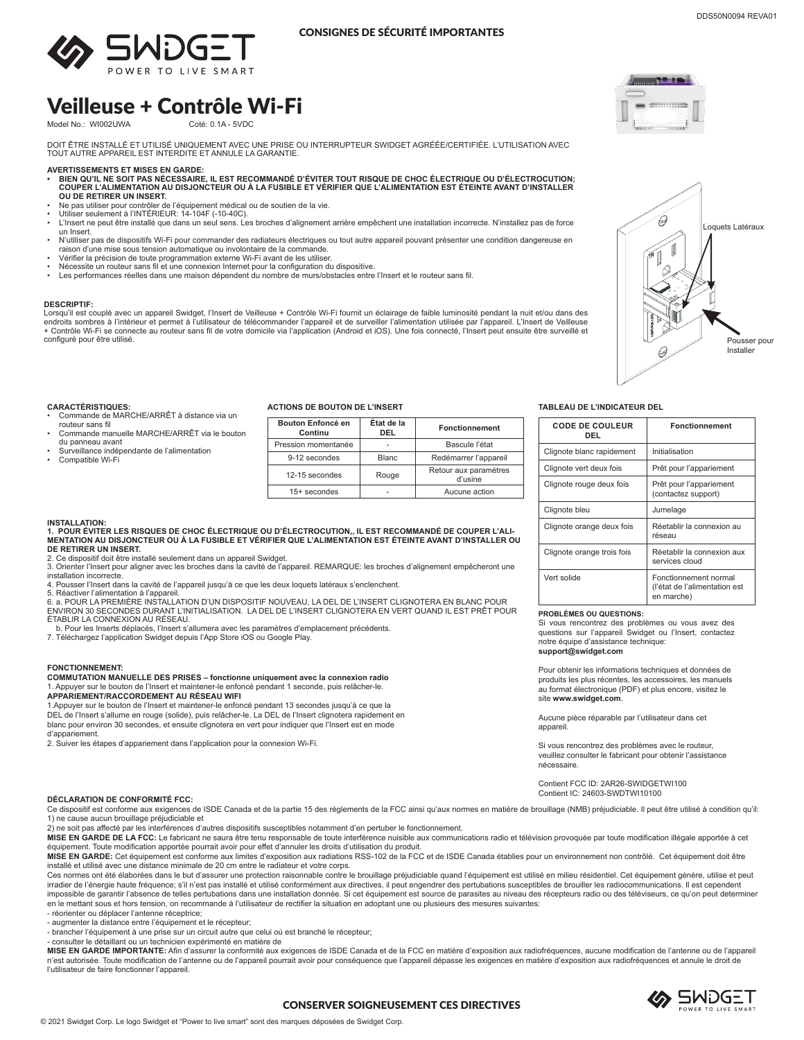DDS50N0094 REVA01

CONSIGNES DE SÉCURITÉ IMPORTANTES

# Veilleuse + Contrôle Wi-Fi

Model No.: WI002UWA Coté: 0.1A - 5VDC

DOIT ÊTRE INSTALLÉ ET UTILISÉ UNIQUEMENT AVEC UNE PRISE OU INTERRUPTEUR SWIDGET AGRÉÉE/CERTIFIÉE. L'UTILISATION AVEC TOUT AUTRE APPAREIL EST INTERDITE ET ANNULE LA GARANTIE.

**AVERTISSEMENTS ET MISES EN GARDE:**

- **BIEN QU'IL NE SOIT PAS NÉCESSAIRE, IL EST RECOMMANDÉ D'ÉVITER TOUT RISQUE DE CHOC ÉLECTRIQUE OU D'ÉLECTROCUTION; COUPER L'ALIMENTATION AU DISJONCTEUR OU À LA FUSIBLE ET VÉRIFIER QUE L'ALIMENTATION EST ÉTEINTE AVANT D'INSTALLER OU DE RETIRER UN INSERT.**
- Ne pas utiliser pour contrôler de l'équipement médical ou de soutien de la vie.
- Utiliser seulement à l'INTÉRIEUR: 14-104F (-10-40C).
- L'Insert ne peut être installé que dans un seul sens. Les broches d'alignement arrière empêchent une installation incorrecte. N'installez pas de force un Insert.
- N'utiliser pas de dispositifs Wi-Fi pour commander des radiateurs électriques ou tout autre appareil pouvant présenter une condition dangereuse en raison d'une mise sous tension automatique ou involontaire de la commande.
- Vérifier la précision de toute programmation externe Wi-Fi avant de les utiliser.
- Nécessite un routeur sans fil et une connexion Internet pour la configuration du dispositive.
- Les performances réelles dans une maison dépendent du nombre de murs/obstacles entre l'Insert et le routeur sans fil.

Loquets Latéraux

Pousser pour Installer

**DESCRIPTIF:**
Lorsqu'il est couplé avec un appareil Swidget, l'Insert de Veilleuse + Contrôle Wi-Fi fournit un éclairage de faible luminosité pendant la nuit et/ou dans des endroits sombres à l'intérieur et permet à l'utilisateur de télécommander l'appareil et de surveiller l'alimentation utilisée par l'appareil. L'Insert de Veilleuse + Contrôle Wi-Fi se connecte au routeur sans fil de votre domicile via l'application (Android et iOS). Une fois connecté, l'Insert peut ensuite être surveillé et configuré pour être utilisé.

**CARACTÉRISTIQUES:**

- Commande de MARCHE/ARRÊT à distance via un routeur sans fil
- Commande manuelle MARCHE/ARRÊT via le bouton du panneau avant
- Surveillance indépendante de l'alimentation
- Compatible Wi-Fi

**ACTIONS DE BOUTON DE L'INSERT**

| Bouton Enfoncé en Continu | État de la DEL | Fonctionnement |
|---|---|---|
| Pression momentanée | - | Bascule l'état |
| 9-12 secondes | Blanc | Redémarrer l'appareil |
| 12-15 secondes | Rouge | Retour aux paramètres d'usine |
| 15+ secondes | - | Aucune action |

**TABLEAU DE L'INDICATEUR DEL**

| CODE DE COULEUR DEL | Fonctionnement |
|---|---|
| Clignote blanc rapidement | Initialisation |
| Clignote vert deux fois | Prêt pour l'appariement |
| Clignote rouge deux fois | Prêt pour l'appariement (contactez support) |
| Clignote bleu | Jumelage |
| Clignote orange deux fois | Réetablir la connexion au réseau |
| Clignote orange trois fois | Réetablir la connexion aux services cloud |
| Vert solide | Fonctionnement normal (l'état de l'alimentation est en marche) |

**INSTALLATION:**

1. **POUR ÉVITER LES RISQUES DE CHOC ÉLECTRIQUE OU D'ÉLECTROCUTION,, IL EST RECOMMANDÉ DE COUPER L'ALIMENTATION AU DISJONCTEUR OU À LA FUSIBLE ET VÉRIFIER QUE L'ALIMENTATION EST ÉTEINTE AVANT D'INSTALLER OU DE RETIRER UN INSERT.**
2. Ce dispositif doit être installé seulement dans un appareil Swidget.
3. Orienter l'Insert pour aligner avec les broches dans la cavité de l'appareil. REMARQUE: les broches d'alignement empêcheront une installation incorrecte.
4. Pousser l'Insert dans la cavité de l'appareil jusqu'à ce que les deux loquets latéraux s'enclenchent.
5. Réactiver l'alimentation à l'appareil.
6. a. POUR LA PREMIÈRE INSTALLATION D'UN DISPOSITIF NOUVEAU, LA DEL DE L'INSERT CLIGNOTERA EN BLANC POUR ENVIRON 30 SECONDES DURANT L'INITIALISATION. LA DEL DE L'INSERT CLIGNOTERA EN VERT QUAND IL EST PRÊT POUR ÉTABLIR LA CONNEXION AU RÉSEAU.
   b. Pour les Inserts déplacés, l'Insert s'allumera avec les paramètres d'emplacement précédents.
7. Téléchargez l'application Swidget depuis l'App Store iOS ou Google Play.

**PROBLÈMES OU QUESTIONS:**
Si vous rencontrez des problèmes ou vous avez des questions sur l'appareil Swidget ou l'Insert, contactez notre équipe d'assistance technique:
**support@swidget.com**

Pour obtenir les informations techniques et données de produits les plus récentes, les accessoires, les manuels au format électronique (PDF) et plus encore, visitez le site **www.swidget.com**.

Aucune pièce réparable par l'utilisateur dans cet appareil.

Si vous rencontrez des problèmes avec le routeur, veuillez consulter le fabricant pour obtenir l'assistance nécessaire.

Contient FCC ID: 2AR26-SWIDGETWI100
Contient IC: 24603-SWDTWI10100

**FONCTIONNEMENT:**

**COMMUTATION MANUELLE DES PRISES – fonctionne uniquement avec la connexion radio**
1. Appuyer sur le bouton de l'Insert et maintener-le enfoncé pendant 1 seconde, puis relâcher-le.

**APPARIEMENT/RACCORDEMENT AU RÉSEAU WIFI**
1. Appuyer sur le bouton de l'Insert et maintener-le enfoncé pendant 13 secondes jusqu'à ce que la DEL de l'Insert s'allume en rouge (solide), puis relâcher-le. La DEL de l'Insert clignotera rapidement en blanc pour environ 30 secondes, et ensuite clignotera en vert pour indiquer que l'Insert est en mode d'appariement.
2. Suiver les étapes d'appariement dans l'application pour la connexion Wi-Fi.

**DÉCLARATION DE CONFORMITÉ FCC:**
Ce dispositif est conforme aux exigences de ISDE Canada et de la partie 15 des réglements de la FCC ainsi qu'aux normes en matière de brouillage (NMB) préjudiciable. Il peut être utilisé à condition qu'il:
1) ne cause aucun brouillage préjudiciable et
2) ne soit pas affecté par les interférences d'autres dispositifs susceptibles notamment d'en pertuber le fonctionnement.

**MISE EN GARDE DE LA FCC:** Le fabricant ne saura être tenu responsable de toute interférence nuisible aux communications radio et télévision provoquée par toute modification illégale apportée à cet équipement. Toute modification apportée pourrait avoir pour effet d'annuler les droits d'utilisation du produit.

**MISE EN GARDE:** Cet équipement est conforme aux limites d'exposition aux radiations RSS-102 de la FCC et de ISDE Canada établies pour un environnement non contrôlé. Cet équipement doit être installé et utilisé avec une distance minimale de 20 cm entre le radiateur et votre corps.

Ces normes ont été élaborées dans le but d'assurer une protection raisonnable contre le brouillage préjudiciable quand l'équipement est utilisé en milieu résidentiel. Cet équipement génère, utilise et peut irradier de l'énergie haute fréquence; s'il n'est pas installé et utilisé conformément aux directives, il peut engendrer des pertubations susceptibles de brouiller les radiocommunications. Il est cependant impossible de garantir l'absence de telles pertubations dans une installation donnée. Si cet équipement est source de parasites au niveau des récepteurs radio ou des téléviseurs, ce qu'on peut determiner en le mettant sous et hors tension, on recommande à l'utilisateur de rectifier la situation en adoptant une ou plusieurs des mesures suivantes:
- réorienter ou déplacer l'antenne réceptrice;
- augmenter la distance entre l'équipement et le récepteur;
- brancher l'équipement à une prise sur un circuit autre que celui où est branché le récepteur;
- consulter le détaillant ou un technicien expérimenté en matière de

**MISE EN GARDE IMPORTANTE:** Afin d'assurer la conformité aux exigences de ISDE Canada et de la FCC en matière d'exposition aux radiofréquences, aucune modification de l'antenne ou de l'appareil n'est autorisée. Toute modification de l'antenne ou de l'appareil pourrait avoir pour conséquence que l'appareil dépasse les exigences en matière d'exposition aux radiofréquences et annule le droit de l'utilisateur de faire fonctionner l'appareil.

CONSERVER SOIGNEUSEMENT CES DIRECTIVES

© 2021 Swidget Corp. Le logo Swidget et "Power to live smart" sont des marques déposées de Swidget Corp.